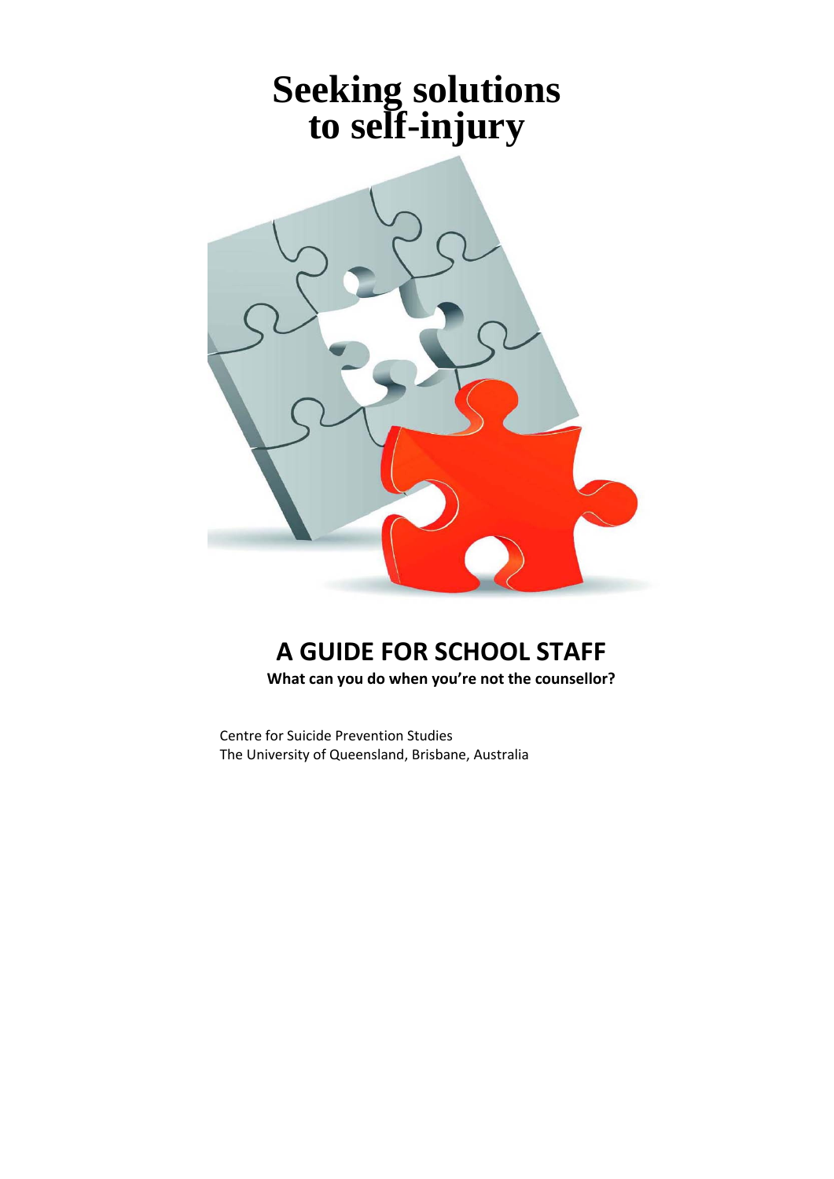# Seeking solutions to self-injury

## A GUIDE FOR SCHOOL STAFF

**What can you do when you're not the counsellor?**

Centre for Suicide Prevention Studies
The University of Queensland, Brisbane, Australia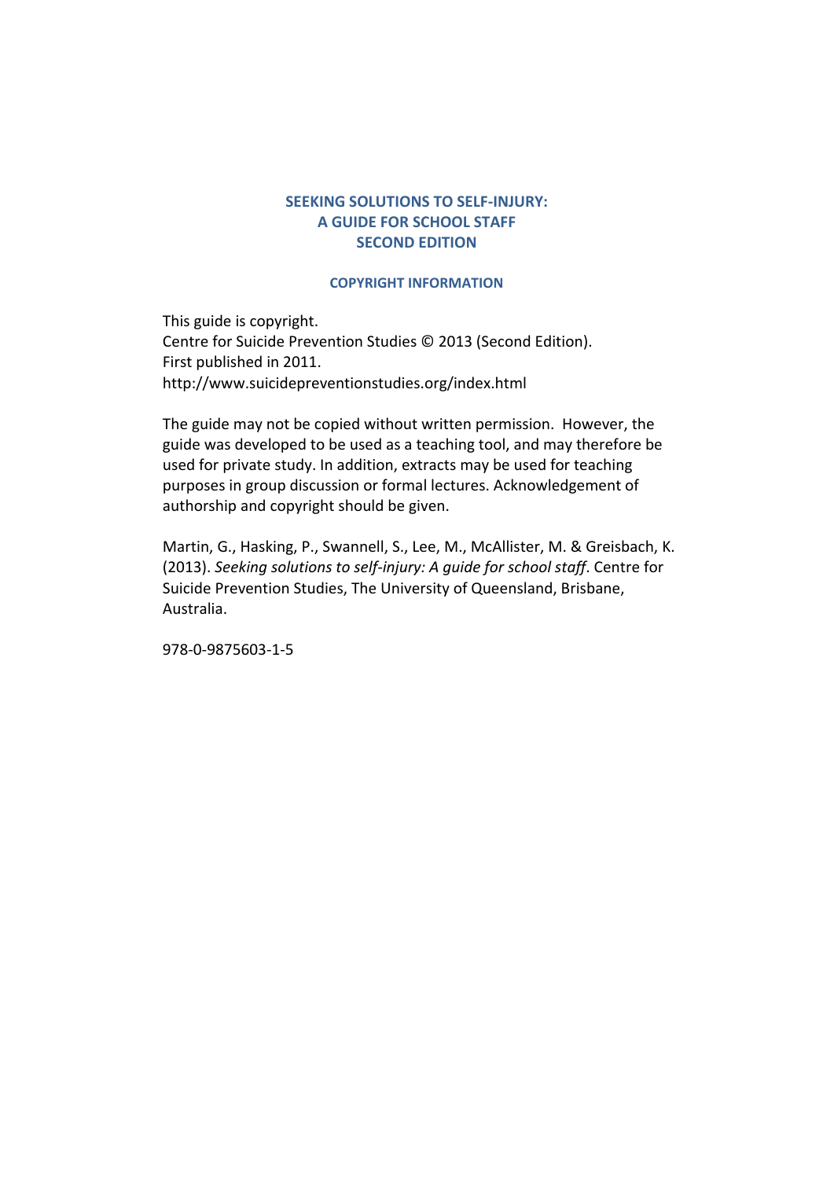# SEEKING SOLUTIONS TO SELF-INJURY: A GUIDE FOR SCHOOL STAFF SECOND EDITION

## COPYRIGHT INFORMATION

This guide is copyright.
Centre for Suicide Prevention Studies © 2013 (Second Edition).
First published in 2011.
http://www.suicidepreventionstudies.org/index.html

The guide may not be copied without written permission. However, the guide was developed to be used as a teaching tool, and may therefore be used for private study. In addition, extracts may be used for teaching purposes in group discussion or formal lectures. Acknowledgement of authorship and copyright should be given.

Martin, G., Hasking, P., Swannell, S., Lee, M., McAllister, M. & Greisbach, K. (2013). *Seeking solutions to self-injury: A guide for school staff*. Centre for Suicide Prevention Studies, The University of Queensland, Brisbane, Australia.

978-0-9875603-1-5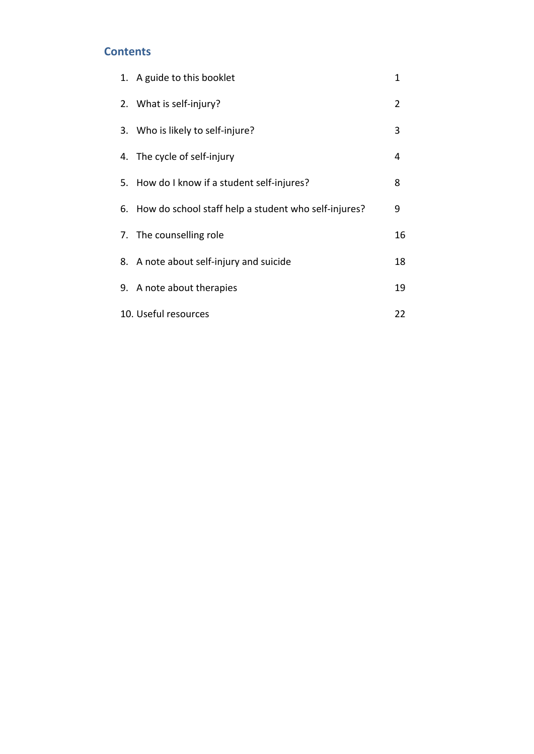## Contents

| | | |
|---|---|---|
| 1. | A guide to this booklet | 1 |
| 2. | What is self-injury? | 2 |
| 3. | Who is likely to self-injure? | 3 |
| 4. | The cycle of self-injury | 4 |
| 5. | How do I know if a student self-injures? | 8 |
| 6. | How do school staff help a student who self-injures? | 9 |
| 7. | The counselling role | 16 |
| 8. | A note about self-injury and suicide | 18 |
| 9. | A note about therapies | 19 |
| 10. | Useful resources | 22 |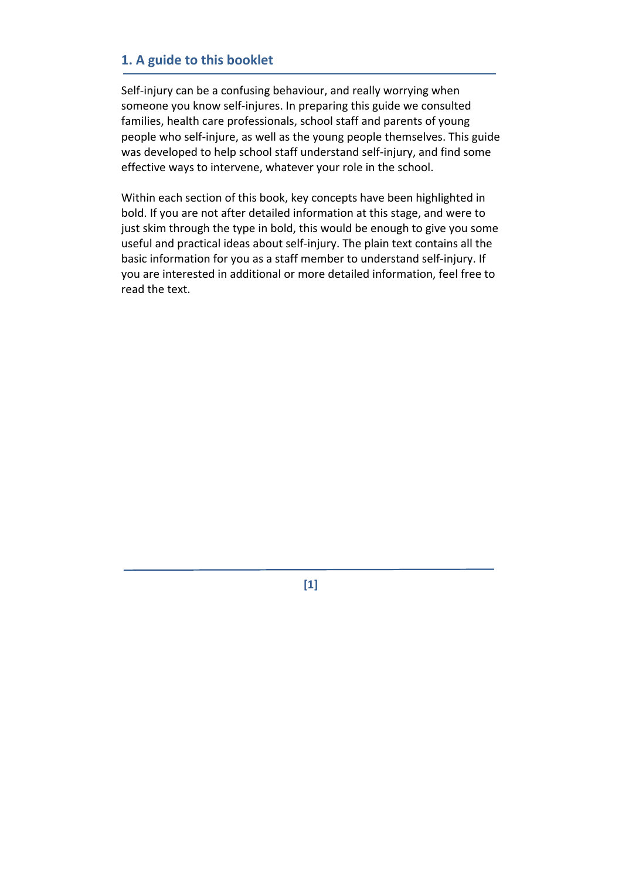## 1. A guide to this booklet

Self-injury can be a confusing behaviour, and really worrying when someone you know self-injures. In preparing this guide we consulted families, health care professionals, school staff and parents of young people who self-injure, as well as the young people themselves. This guide was developed to help school staff understand self-injury, and find some effective ways to intervene, whatever your role in the school.

Within each section of this book, key concepts have been highlighted in bold. If you are not after detailed information at this stage, and were to just skim through the type in bold, this would be enough to give you some useful and practical ideas about self-injury. The plain text contains all the basic information for you as a staff member to understand self-injury. If you are interested in additional or more detailed information, feel free to read the text.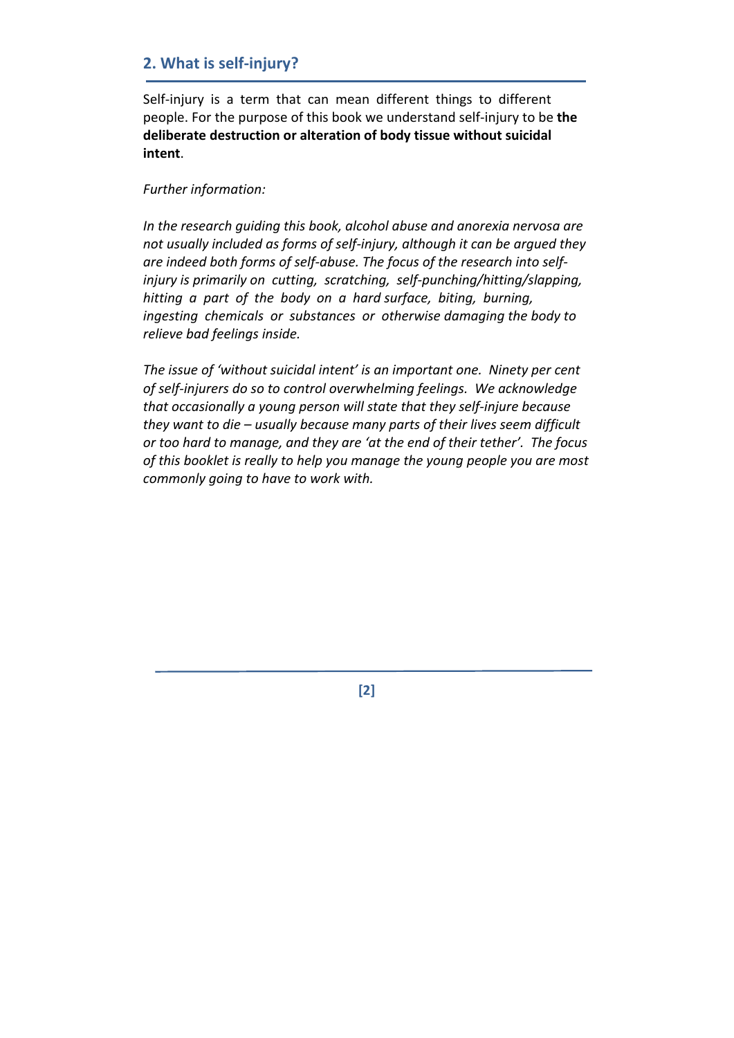## 2. What is self-injury?

Self-injury is a term that can mean different things to different people. For the purpose of this book we understand self-injury to be **the deliberate destruction or alteration of body tissue without suicidal intent**.

*Further information:*

*In the research guiding this book, alcohol abuse and anorexia nervosa are not usually included as forms of self-injury, although it can be argued they are indeed both forms of self-abuse. The focus of the research into self-injury is primarily on cutting, scratching, self-punching/hitting/slapping, hitting a part of the body on a hard surface, biting, burning, ingesting chemicals or substances or otherwise damaging the body to relieve bad feelings inside.*

*The issue of 'without suicidal intent' is an important one. Ninety per cent of self-injurers do so to control overwhelming feelings. We acknowledge that occasionally a young person will state that they self-injure because they want to die – usually because many parts of their lives seem difficult or too hard to manage, and they are 'at the end of their tether'. The focus of this booklet is really to help you manage the young people you are most commonly going to have to work with.*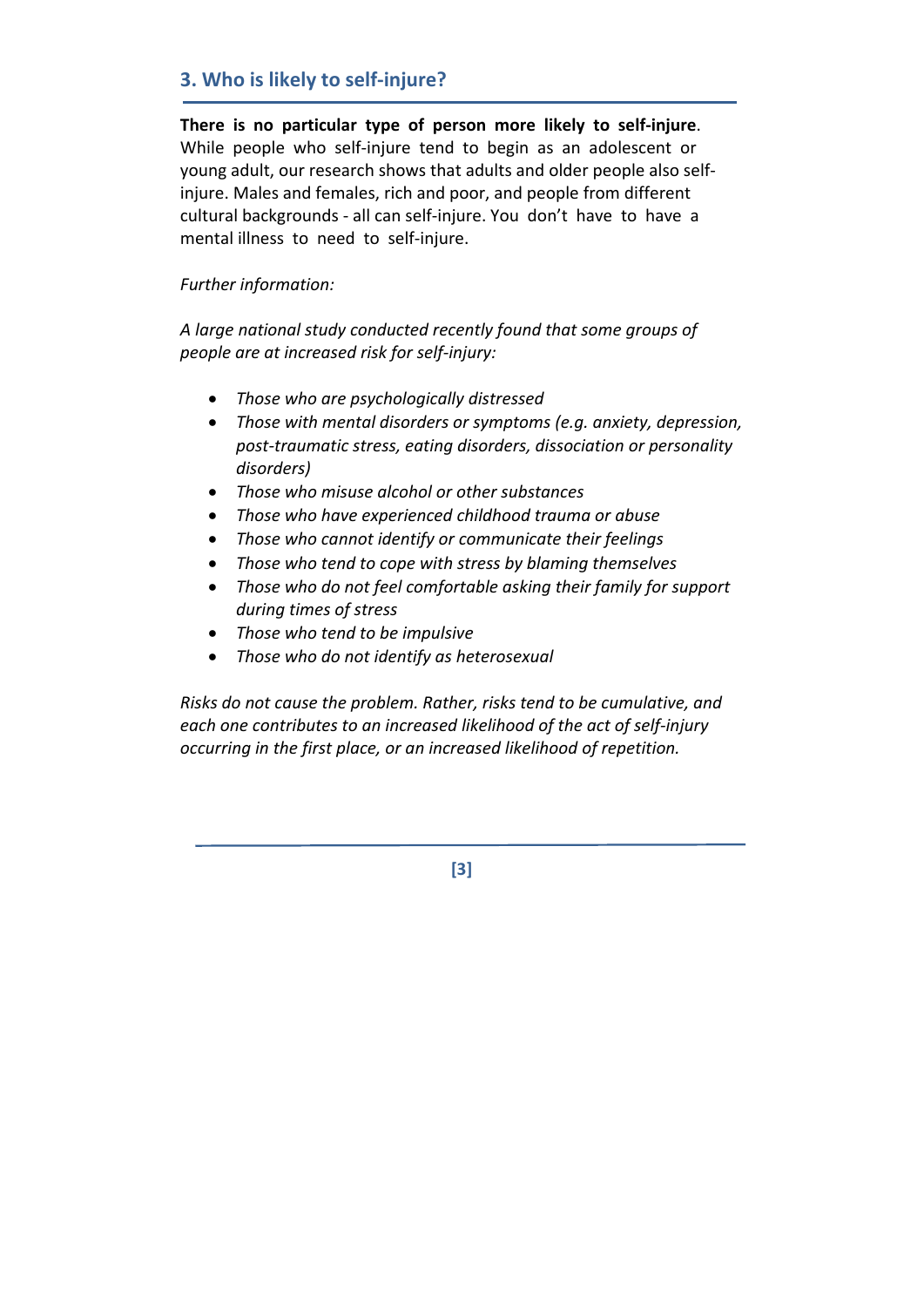## 3. Who is likely to self-injure?

**There is no particular type of person more likely to self-injure**. While people who self-injure tend to begin as an adolescent or young adult, our research shows that adults and older people also self-injure. Males and females, rich and poor, and people from different cultural backgrounds - all can self-injure. You don't have to have a mental illness to need to self-injure.

*Further information:*

*A large national study conducted recently found that some groups of people are at increased risk for self-injury:*

- *Those who are psychologically distressed*
- *Those with mental disorders or symptoms (e.g. anxiety, depression, post-traumatic stress, eating disorders, dissociation or personality disorders)*
- *Those who misuse alcohol or other substances*
- *Those who have experienced childhood trauma or abuse*
- *Those who cannot identify or communicate their feelings*
- *Those who tend to cope with stress by blaming themselves*
- *Those who do not feel comfortable asking their family for support during times of stress*
- *Those who tend to be impulsive*
- *Those who do not identify as heterosexual*

*Risks do not cause the problem. Rather, risks tend to be cumulative, and each one contributes to an increased likelihood of the act of self-injury occurring in the first place, or an increased likelihood of repetition.*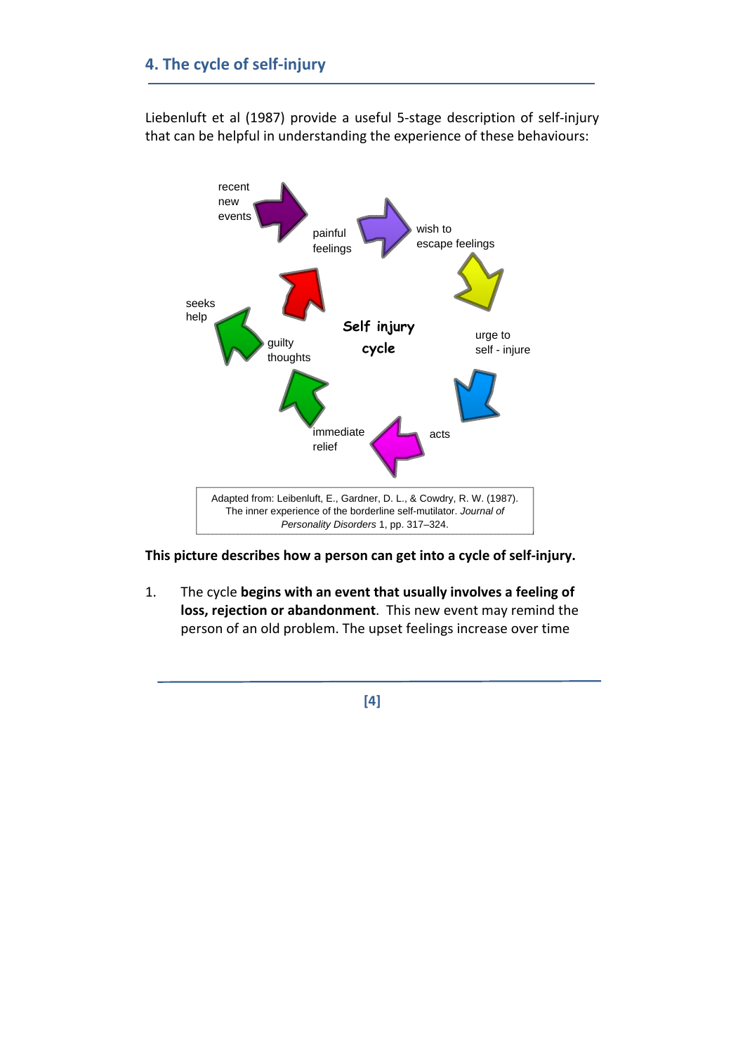## 4. The cycle of self-injury

Liebenluft et al (1987) provide a useful 5-stage description of self-injury that can be helpful in understanding the experience of these behaviours:

recent new events

painful feelings

wish to escape feelings

urge to self - injure

acts

immediate relief

guilty thoughts

seeks help

Self injury cycle

Adapted from: Leibenluft, E., Gardner, D. L., & Cowdry, R. W. (1987). The inner experience of the borderline self-mutilator. *Journal of Personality Disorders* 1, pp. 317–324.

**This picture describes how a person can get into a cycle of self-injury.**

1. The cycle **begins with an event that usually involves a feeling of loss, rejection or abandonment**. This new event may remind the person of an old problem. The upset feelings increase over time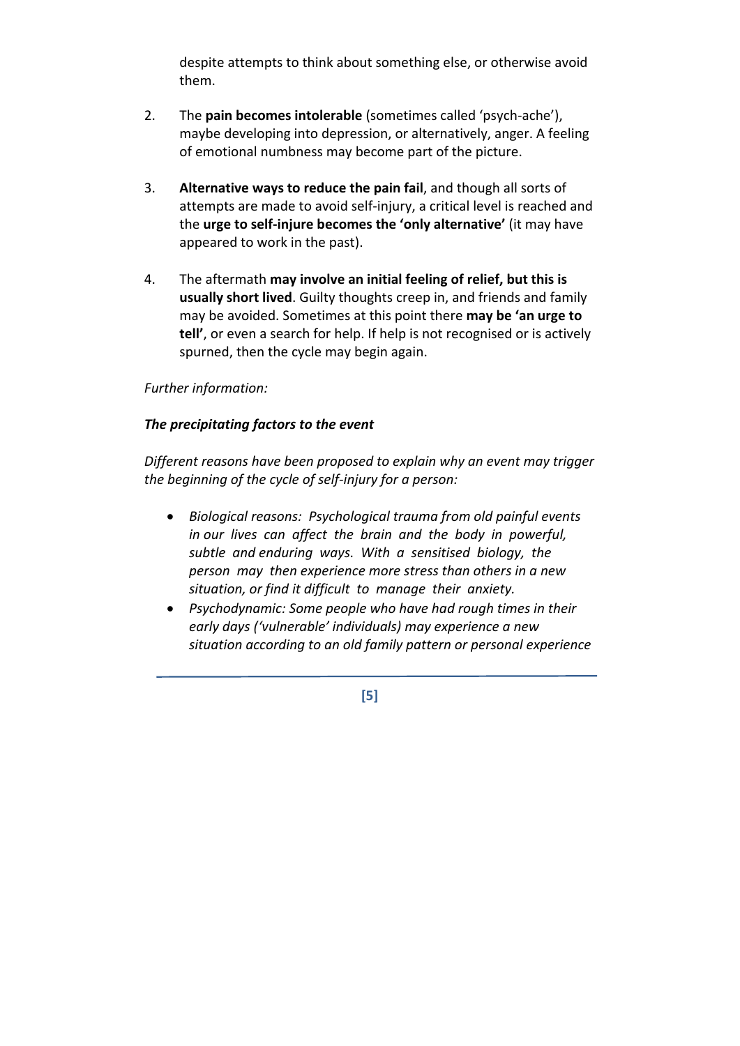despite attempts to think about something else, or otherwise avoid them.

2. The **pain becomes intolerable** (sometimes called 'psych-ache'), maybe developing into depression, or alternatively, anger. A feeling of emotional numbness may become part of the picture.

3. **Alternative ways to reduce the pain fail**, and though all sorts of attempts are made to avoid self-injury, a critical level is reached and the **urge to self-injure becomes the 'only alternative'** (it may have appeared to work in the past).

4. The aftermath **may involve an initial feeling of relief, but this is usually short lived**. Guilty thoughts creep in, and friends and family may be avoided. Sometimes at this point there **may be 'an urge to tell'**, or even a search for help. If help is not recognised or is actively spurned, then the cycle may begin again.

*Further information:*

***The precipitating factors to the event***

*Different reasons have been proposed to explain why an event may trigger the beginning of the cycle of self-injury for a person:*

- *Biological reasons: Psychological trauma from old painful events in our lives can affect the brain and the body in powerful, subtle and enduring ways. With a sensitised biology, the person may then experience more stress than others in a new situation, or find it difficult to manage their anxiety.*
- *Psychodynamic: Some people who have had rough times in their early days ('vulnerable' individuals) may experience a new situation according to an old family pattern or personal experience*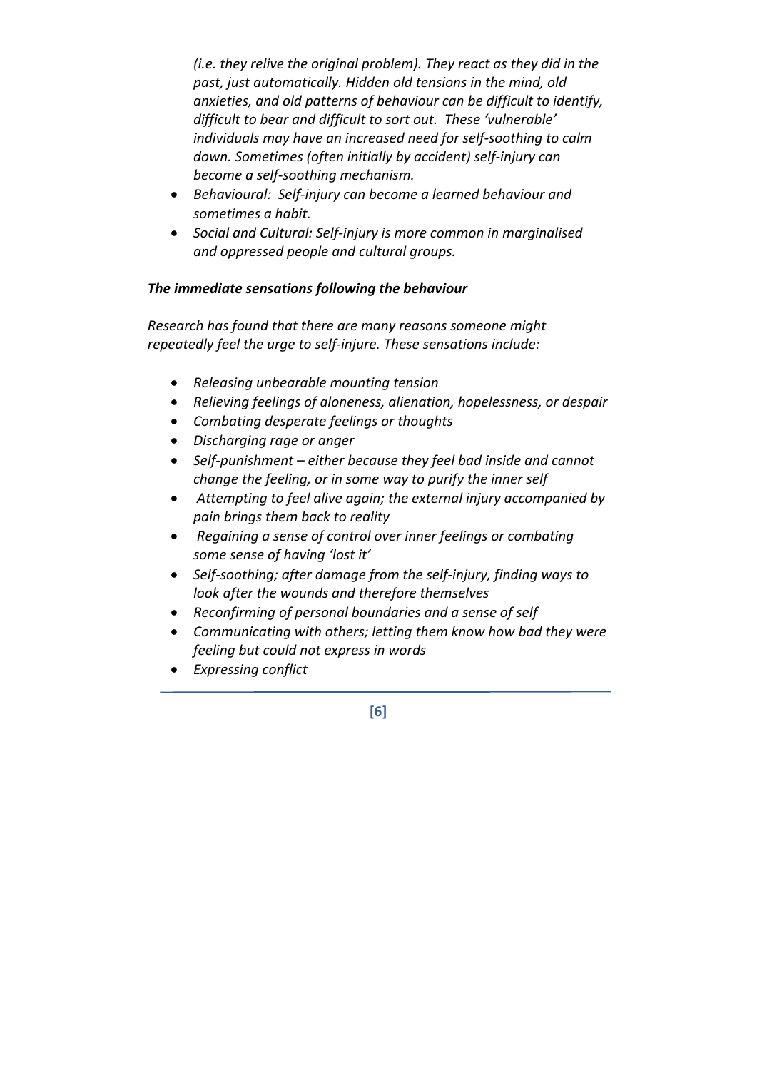*(i.e. they relive the original problem). They react as they did in the past, just automatically. Hidden old tensions in the mind, old anxieties, and old patterns of behaviour can be difficult to identify, difficult to bear and difficult to sort out. These 'vulnerable' individuals may have an increased need for self-soothing to calm down. Sometimes (often initially by accident) self-injury can become a self-soothing mechanism.*

- *Behavioural: Self-injury can become a learned behaviour and sometimes a habit.*
- *Social and Cultural: Self-injury is more common in marginalised and oppressed people and cultural groups.*

***The immediate sensations following the behaviour***

*Research has found that there are many reasons someone might repeatedly feel the urge to self-injure. These sensations include:*

- *Releasing unbearable mounting tension*
- *Relieving feelings of aloneness, alienation, hopelessness, or despair*
- *Combating desperate feelings or thoughts*
- *Discharging rage or anger*
- *Self-punishment – either because they feel bad inside and cannot change the feeling, or in some way to purify the inner self*
- *Attempting to feel alive again; the external injury accompanied by pain brings them back to reality*
- *Regaining a sense of control over inner feelings or combating some sense of having 'lost it'*
- *Self-soothing; after damage from the self-injury, finding ways to look after the wounds and therefore themselves*
- *Reconfirming of personal boundaries and a sense of self*
- *Communicating with others; letting them know how bad they were feeling but could not express in words*
- *Expressing conflict*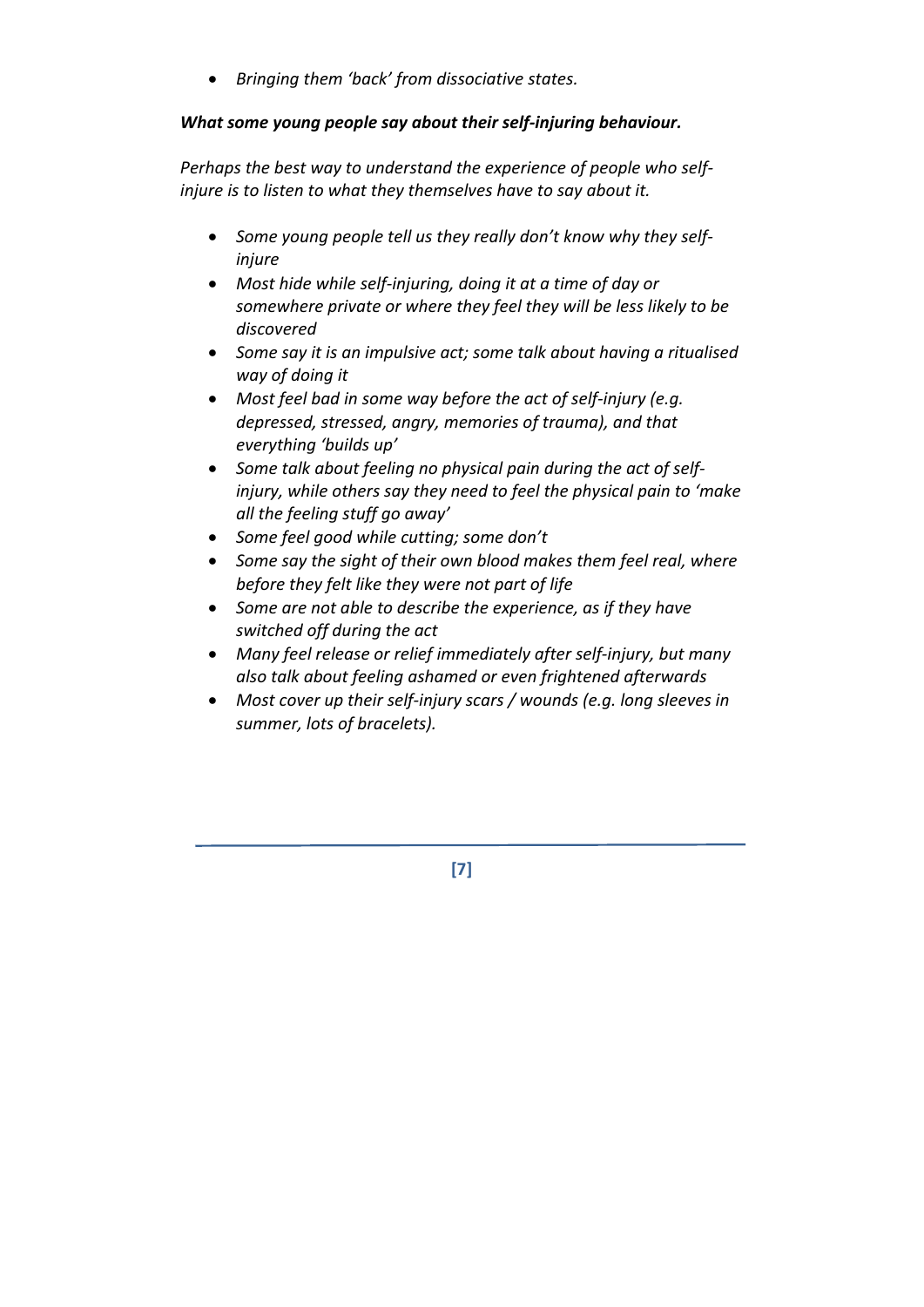- *Bringing them 'back' from dissociative states.*

***What some young people say about their self-injuring behaviour.***

*Perhaps the best way to understand the experience of people who self-injure is to listen to what they themselves have to say about it.*

- *Some young people tell us they really don't know why they self-injure*
- *Most hide while self-injuring, doing it at a time of day or somewhere private or where they feel they will be less likely to be discovered*
- *Some say it is an impulsive act; some talk about having a ritualised way of doing it*
- *Most feel bad in some way before the act of self-injury (e.g. depressed, stressed, angry, memories of trauma), and that everything 'builds up'*
- *Some talk about feeling no physical pain during the act of self-injury, while others say they need to feel the physical pain to 'make all the feeling stuff go away'*
- *Some feel good while cutting; some don't*
- *Some say the sight of their own blood makes them feel real, where before they felt like they were not part of life*
- *Some are not able to describe the experience, as if they have switched off during the act*
- *Many feel release or relief immediately after self-injury, but many also talk about feeling ashamed or even frightened afterwards*
- *Most cover up their self-injury scars / wounds (e.g. long sleeves in summer, lots of bracelets).*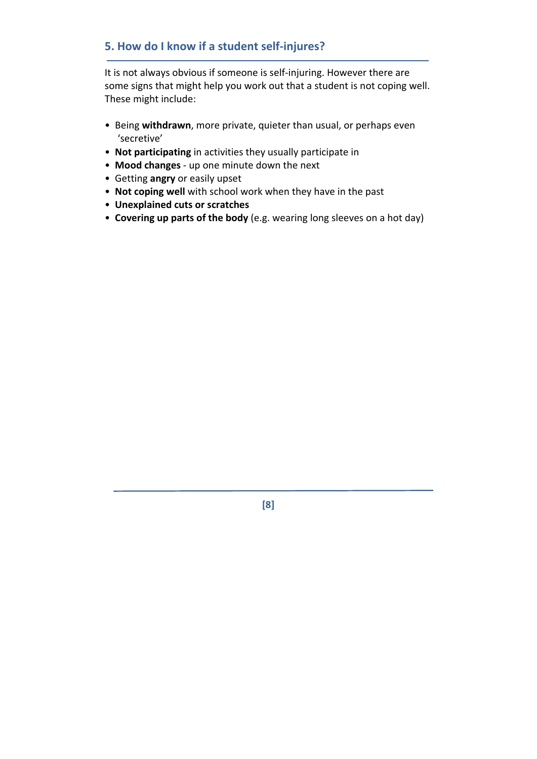## 5. How do I know if a student self-injures?

It is not always obvious if someone is self-injuring. However there are some signs that might help you work out that a student is not coping well. These might include:

- Being **withdrawn**, more private, quieter than usual, or perhaps even 'secretive'
- **Not participating** in activities they usually participate in
- **Mood changes** - up one minute down the next
- Getting **angry** or easily upset
- **Not coping well** with school work when they have in the past
- **Unexplained cuts or scratches**
- **Covering up parts of the body** (e.g. wearing long sleeves on a hot day)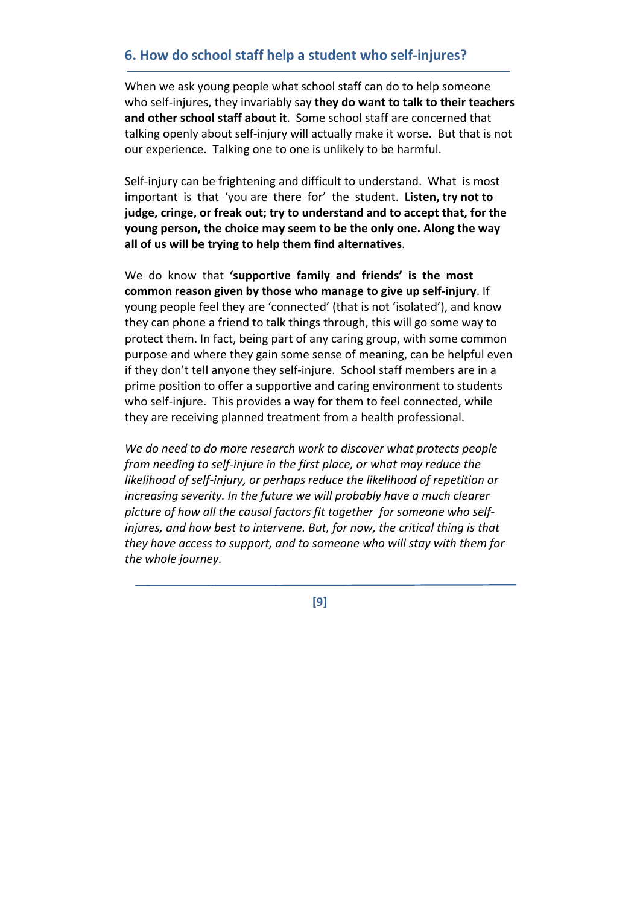## 6. How do school staff help a student who self-injures?

When we ask young people what school staff can do to help someone who self-injures, they invariably say **they do want to talk to their teachers and other school staff about it**. Some school staff are concerned that talking openly about self-injury will actually make it worse. But that is not our experience. Talking one to one is unlikely to be harmful.

Self-injury can be frightening and difficult to understand. What is most important is that 'you are there for' the student. **Listen, try not to judge, cringe, or freak out; try to understand and to accept that, for the young person, the choice may seem to be the only one. Along the way all of us will be trying to help them find alternatives**.

We do know that **'supportive family and friends' is the most common reason given by those who manage to give up self-injury**. If young people feel they are 'connected' (that is not 'isolated'), and know they can phone a friend to talk things through, this will go some way to protect them. In fact, being part of any caring group, with some common purpose and where they gain some sense of meaning, can be helpful even if they don't tell anyone they self-injure. School staff members are in a prime position to offer a supportive and caring environment to students who self-injure. This provides a way for them to feel connected, while they are receiving planned treatment from a health professional.

*We do need to do more research work to discover what protects people from needing to self-injure in the first place, or what may reduce the likelihood of self-injury, or perhaps reduce the likelihood of repetition or increasing severity. In the future we will probably have a much clearer picture of how all the causal factors fit together for someone who self-injures, and how best to intervene. But, for now, the critical thing is that they have access to support, and to someone who will stay with them for the whole journey.*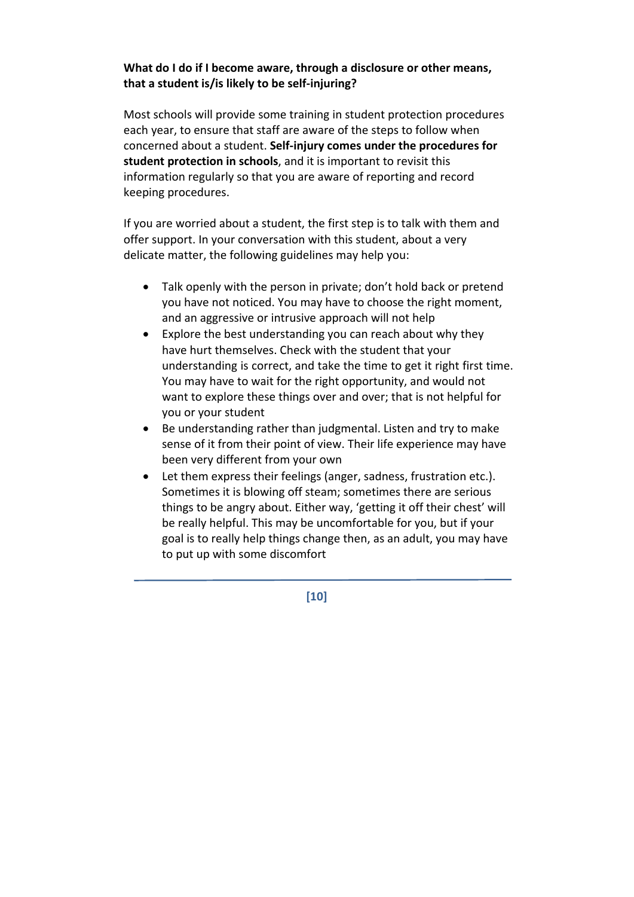**What do I do if I become aware, through a disclosure or other means, that a student is/is likely to be self-injuring?**

Most schools will provide some training in student protection procedures each year, to ensure that staff are aware of the steps to follow when concerned about a student. **Self-injury comes under the procedures for student protection in schools**, and it is important to revisit this information regularly so that you are aware of reporting and record keeping procedures.

If you are worried about a student, the first step is to talk with them and offer support. In your conversation with this student, about a very delicate matter, the following guidelines may help you:

- Talk openly with the person in private; don't hold back or pretend you have not noticed. You may have to choose the right moment, and an aggressive or intrusive approach will not help
- Explore the best understanding you can reach about why they have hurt themselves. Check with the student that your understanding is correct, and take the time to get it right first time. You may have to wait for the right opportunity, and would not want to explore these things over and over; that is not helpful for you or your student
- Be understanding rather than judgmental. Listen and try to make sense of it from their point of view. Their life experience may have been very different from your own
- Let them express their feelings (anger, sadness, frustration etc.). Sometimes it is blowing off steam; sometimes there are serious things to be angry about. Either way, 'getting it off their chest' will be really helpful. This may be uncomfortable for you, but if your goal is to really help things change then, as an adult, you may have to put up with some discomfort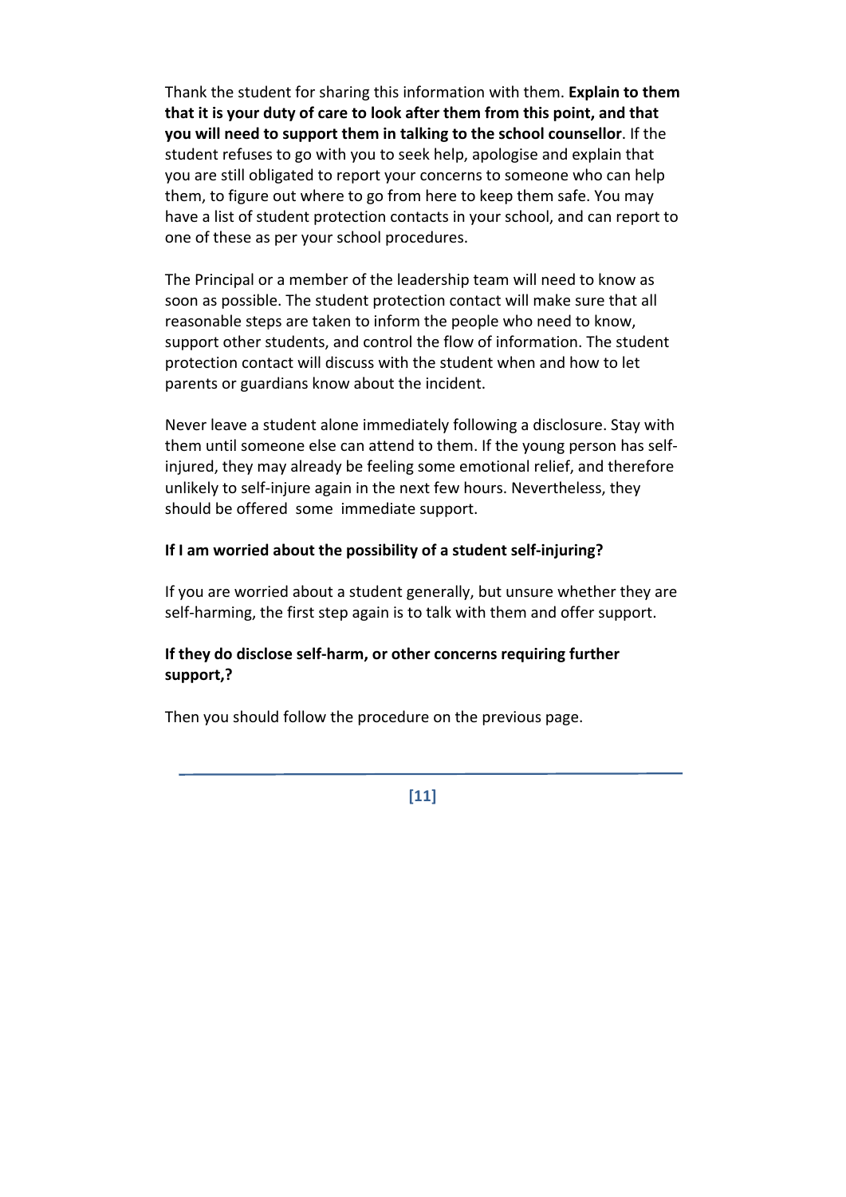Thank the student for sharing this information with them. **Explain to them that it is your duty of care to look after them from this point, and that you will need to support them in talking to the school counsellor**. If the student refuses to go with you to seek help, apologise and explain that you are still obligated to report your concerns to someone who can help them, to figure out where to go from here to keep them safe. You may have a list of student protection contacts in your school, and can report to one of these as per your school procedures.

The Principal or a member of the leadership team will need to know as soon as possible. The student protection contact will make sure that all reasonable steps are taken to inform the people who need to know, support other students, and control the flow of information. The student protection contact will discuss with the student when and how to let parents or guardians know about the incident.

Never leave a student alone immediately following a disclosure. Stay with them until someone else can attend to them. If the young person has self-injured, they may already be feeling some emotional relief, and therefore unlikely to self-injure again in the next few hours. Nevertheless, they should be offered some immediate support.

**If I am worried about the possibility of a student self-injuring?**

If you are worried about a student generally, but unsure whether they are self-harming, the first step again is to talk with them and offer support.

**If they do disclose self-harm, or other concerns requiring further support,?**

Then you should follow the procedure on the previous page.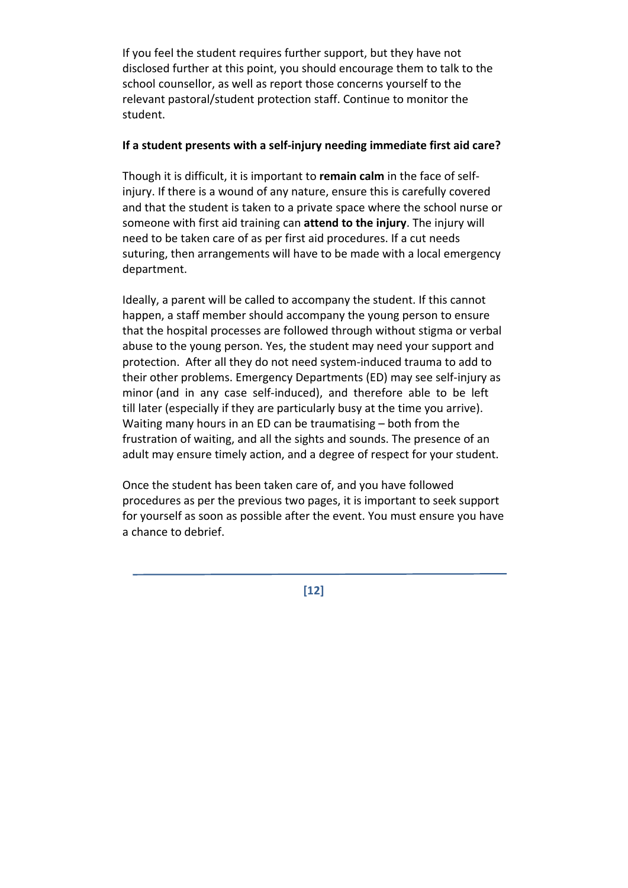If you feel the student requires further support, but they have not disclosed further at this point, you should encourage them to talk to the school counsellor, as well as report those concerns yourself to the relevant pastoral/student protection staff. Continue to monitor the student.

**If a student presents with a self-injury needing immediate first aid care?**

Though it is difficult, it is important to **remain calm** in the face of self-injury. If there is a wound of any nature, ensure this is carefully covered and that the student is taken to a private space where the school nurse or someone with first aid training can **attend to the injury**. The injury will need to be taken care of as per first aid procedures. If a cut needs suturing, then arrangements will have to be made with a local emergency department.

Ideally, a parent will be called to accompany the student. If this cannot happen, a staff member should accompany the young person to ensure that the hospital processes are followed through without stigma or verbal abuse to the young person. Yes, the student may need your support and protection. After all they do not need system-induced trauma to add to their other problems. Emergency Departments (ED) may see self-injury as minor (and in any case self-induced), and therefore able to be left till later (especially if they are particularly busy at the time you arrive). Waiting many hours in an ED can be traumatising – both from the frustration of waiting, and all the sights and sounds. The presence of an adult may ensure timely action, and a degree of respect for your student.

Once the student has been taken care of, and you have followed procedures as per the previous two pages, it is important to seek support for yourself as soon as possible after the event. You must ensure you have a chance to debrief.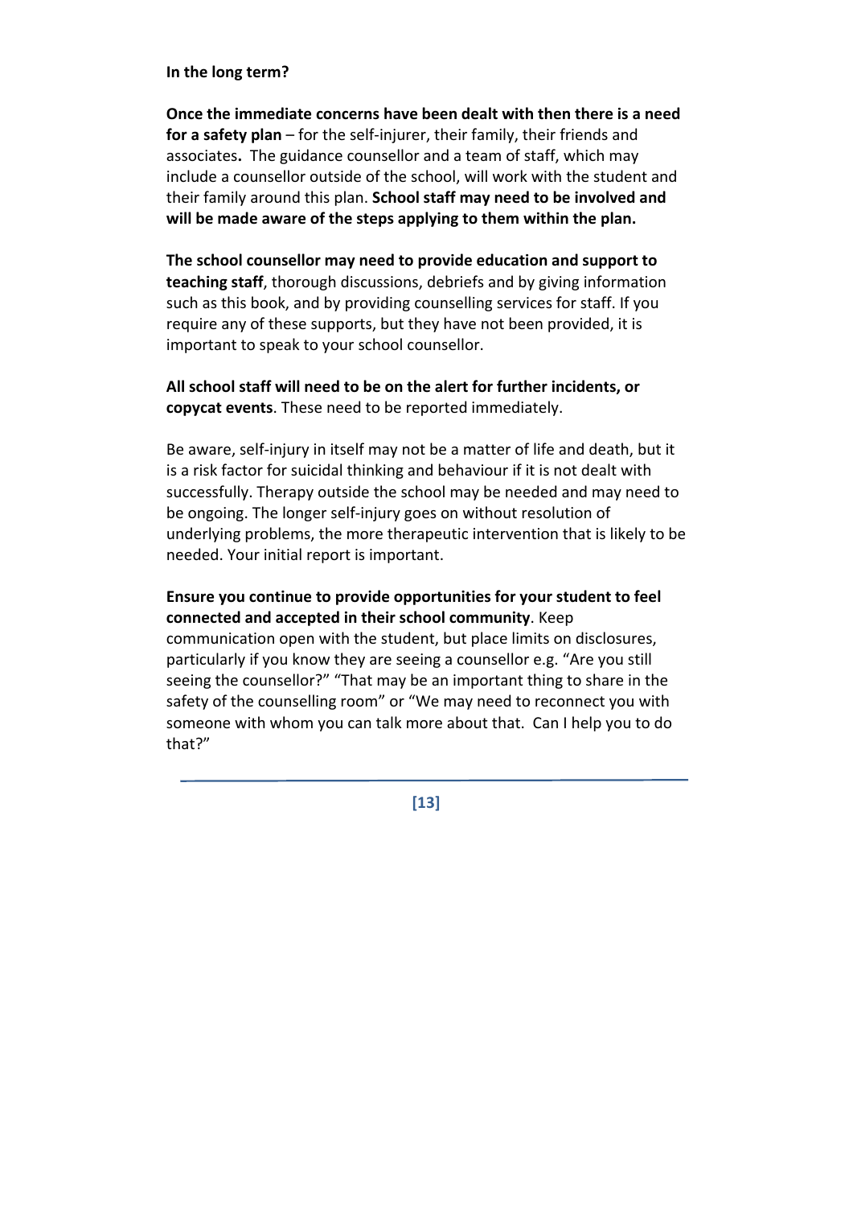**In the long term?**

**Once the immediate concerns have been dealt with then there is a need for a safety plan** – for the self-injurer, their family, their friends and associates**.** The guidance counsellor and a team of staff, which may include a counsellor outside of the school, will work with the student and their family around this plan. **School staff may need to be involved and will be made aware of the steps applying to them within the plan.**

**The school counsellor may need to provide education and support to teaching staff**, thorough discussions, debriefs and by giving information such as this book, and by providing counselling services for staff. If you require any of these supports, but they have not been provided, it is important to speak to your school counsellor.

**All school staff will need to be on the alert for further incidents, or copycat events**. These need to be reported immediately.

Be aware, self-injury in itself may not be a matter of life and death, but it is a risk factor for suicidal thinking and behaviour if it is not dealt with successfully. Therapy outside the school may be needed and may need to be ongoing. The longer self-injury goes on without resolution of underlying problems, the more therapeutic intervention that is likely to be needed. Your initial report is important.

**Ensure you continue to provide opportunities for your student to feel connected and accepted in their school community**. Keep communication open with the student, but place limits on disclosures, particularly if you know they are seeing a counsellor e.g. "Are you still seeing the counsellor?" "That may be an important thing to share in the safety of the counselling room" or "We may need to reconnect you with someone with whom you can talk more about that. Can I help you to do that?"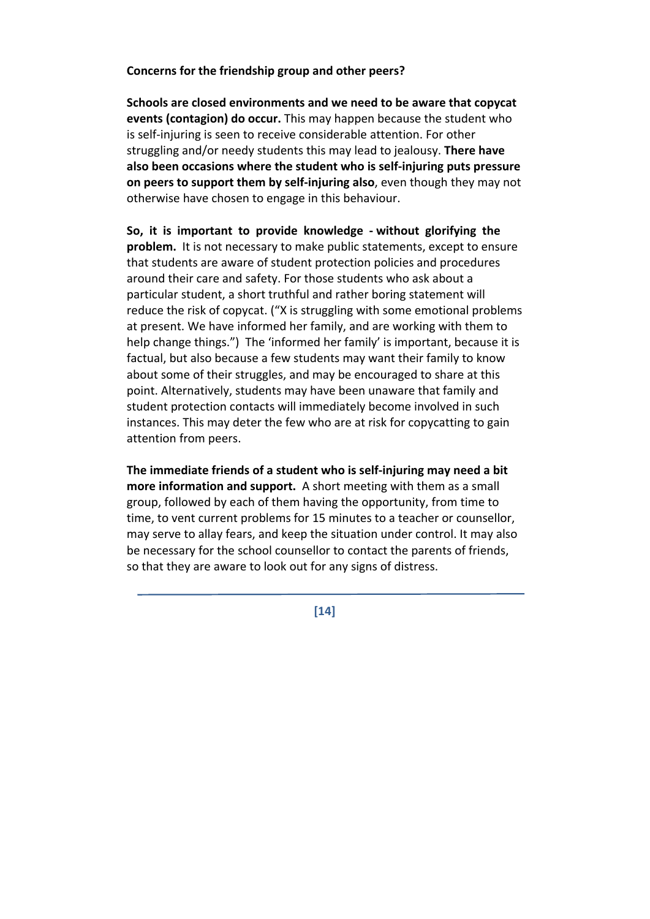**Concerns for the friendship group and other peers?**

**Schools are closed environments and we need to be aware that copycat events (contagion) do occur.** This may happen because the student who is self-injuring is seen to receive considerable attention. For other struggling and/or needy students this may lead to jealousy. **There have also been occasions where the student who is self-injuring puts pressure on peers to support them by self-injuring also**, even though they may not otherwise have chosen to engage in this behaviour.

**So, it is important to provide knowledge - without glorifying the problem.** It is not necessary to make public statements, except to ensure that students are aware of student protection policies and procedures around their care and safety. For those students who ask about a particular student, a short truthful and rather boring statement will reduce the risk of copycat. ("X is struggling with some emotional problems at present. We have informed her family, and are working with them to help change things.") The 'informed her family' is important, because it is factual, but also because a few students may want their family to know about some of their struggles, and may be encouraged to share at this point. Alternatively, students may have been unaware that family and student protection contacts will immediately become involved in such instances. This may deter the few who are at risk for copycatting to gain attention from peers.

**The immediate friends of a student who is self-injuring may need a bit more information and support.** A short meeting with them as a small group, followed by each of them having the opportunity, from time to time, to vent current problems for 15 minutes to a teacher or counsellor, may serve to allay fears, and keep the situation under control. It may also be necessary for the school counsellor to contact the parents of friends, so that they are aware to look out for any signs of distress.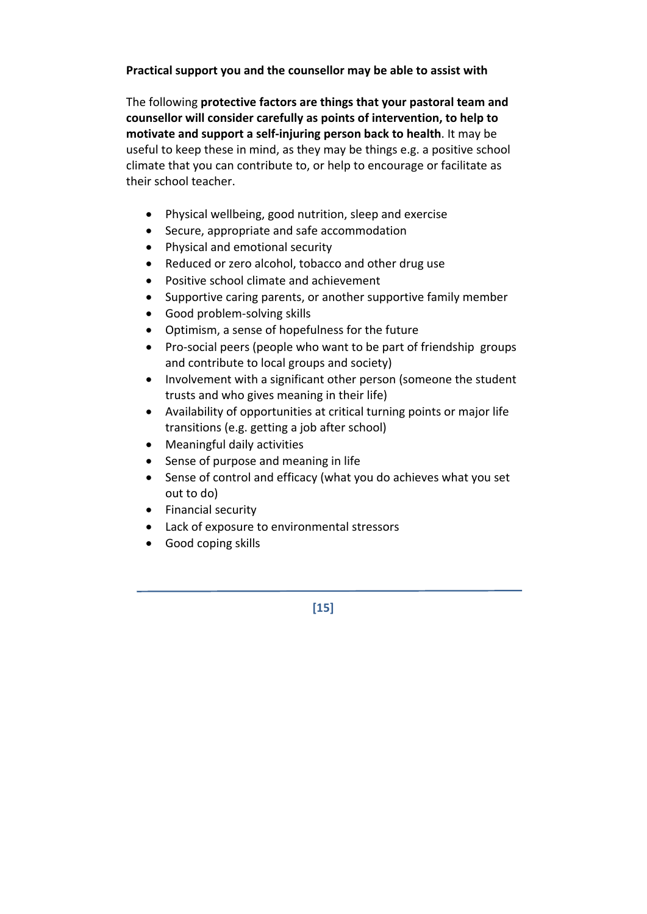**Practical support you and the counsellor may be able to assist with**

The following **protective factors are things that your pastoral team and counsellor will consider carefully as points of intervention, to help to motivate and support a self-injuring person back to health**. It may be useful to keep these in mind, as they may be things e.g. a positive school climate that you can contribute to, or help to encourage or facilitate as their school teacher.

- Physical wellbeing, good nutrition, sleep and exercise
- Secure, appropriate and safe accommodation
- Physical and emotional security
- Reduced or zero alcohol, tobacco and other drug use
- Positive school climate and achievement
- Supportive caring parents, or another supportive family member
- Good problem-solving skills
- Optimism, a sense of hopefulness for the future
- Pro-social peers (people who want to be part of friendship groups and contribute to local groups and society)
- Involvement with a significant other person (someone the student trusts and who gives meaning in their life)
- Availability of opportunities at critical turning points or major life transitions (e.g. getting a job after school)
- Meaningful daily activities
- Sense of purpose and meaning in life
- Sense of control and efficacy (what you do achieves what you set out to do)
- Financial security
- Lack of exposure to environmental stressors
- Good coping skills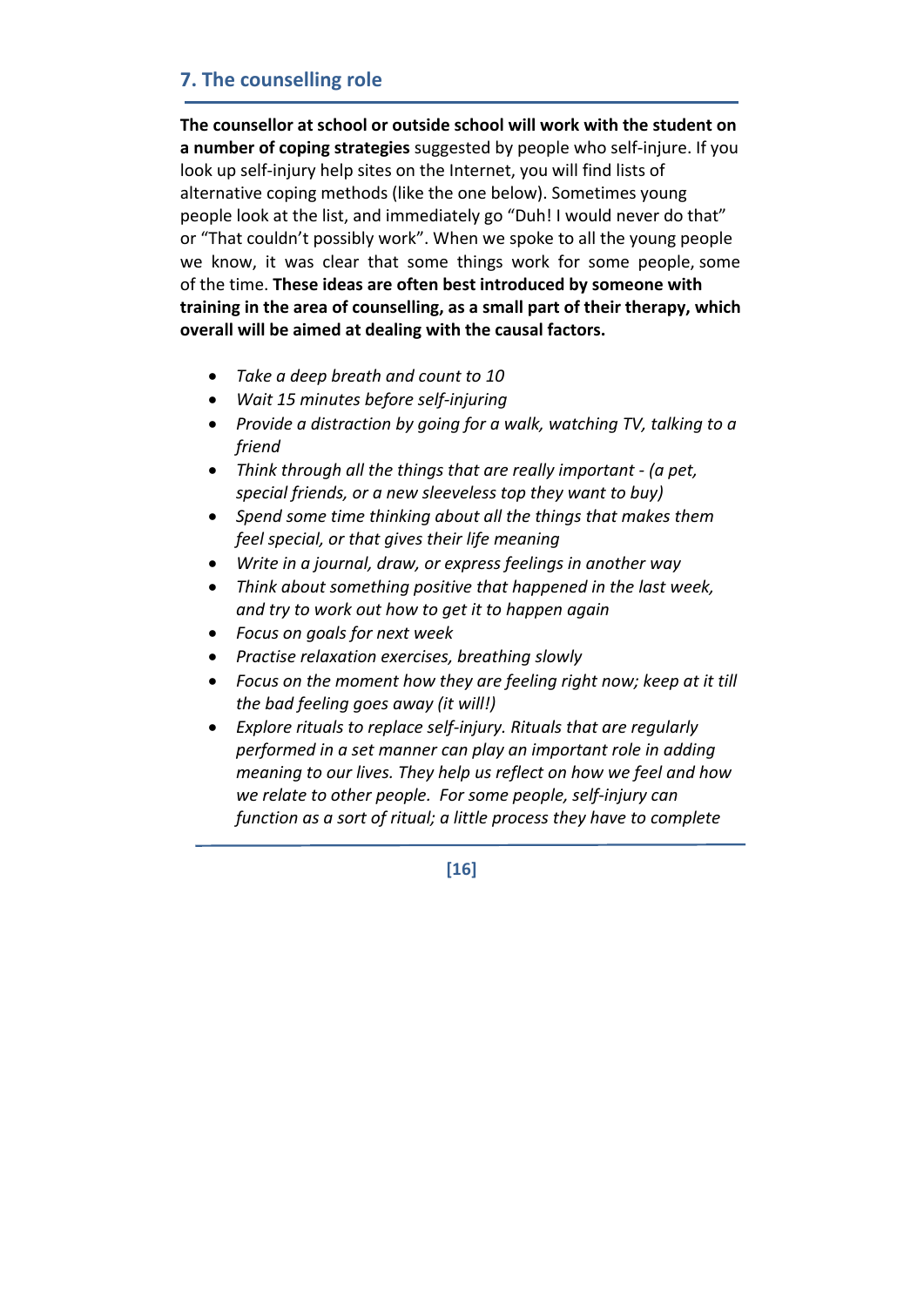## 7. The counselling role

**The counsellor at school or outside school will work with the student on a number of coping strategies** suggested by people who self-injure. If you look up self-injury help sites on the Internet, you will find lists of alternative coping methods (like the one below). Sometimes young people look at the list, and immediately go "Duh! I would never do that" or "That couldn't possibly work". When we spoke to all the young people we know, it was clear that some things work for some people, some of the time. **These ideas are often best introduced by someone with training in the area of counselling, as a small part of their therapy, which overall will be aimed at dealing with the causal factors.**

- *Take a deep breath and count to 10*
- *Wait 15 minutes before self-injuring*
- *Provide a distraction by going for a walk, watching TV, talking to a friend*
- *Think through all the things that are really important - (a pet, special friends, or a new sleeveless top they want to buy)*
- *Spend some time thinking about all the things that makes them feel special, or that gives their life meaning*
- *Write in a journal, draw, or express feelings in another way*
- *Think about something positive that happened in the last week, and try to work out how to get it to happen again*
- *Focus on goals for next week*
- *Practise relaxation exercises, breathing slowly*
- *Focus on the moment how they are feeling right now; keep at it till the bad feeling goes away (it will!)*
- *Explore rituals to replace self-injury. Rituals that are regularly performed in a set manner can play an important role in adding meaning to our lives. They help us reflect on how we feel and how we relate to other people. For some people, self-injury can function as a sort of ritual; a little process they have to complete*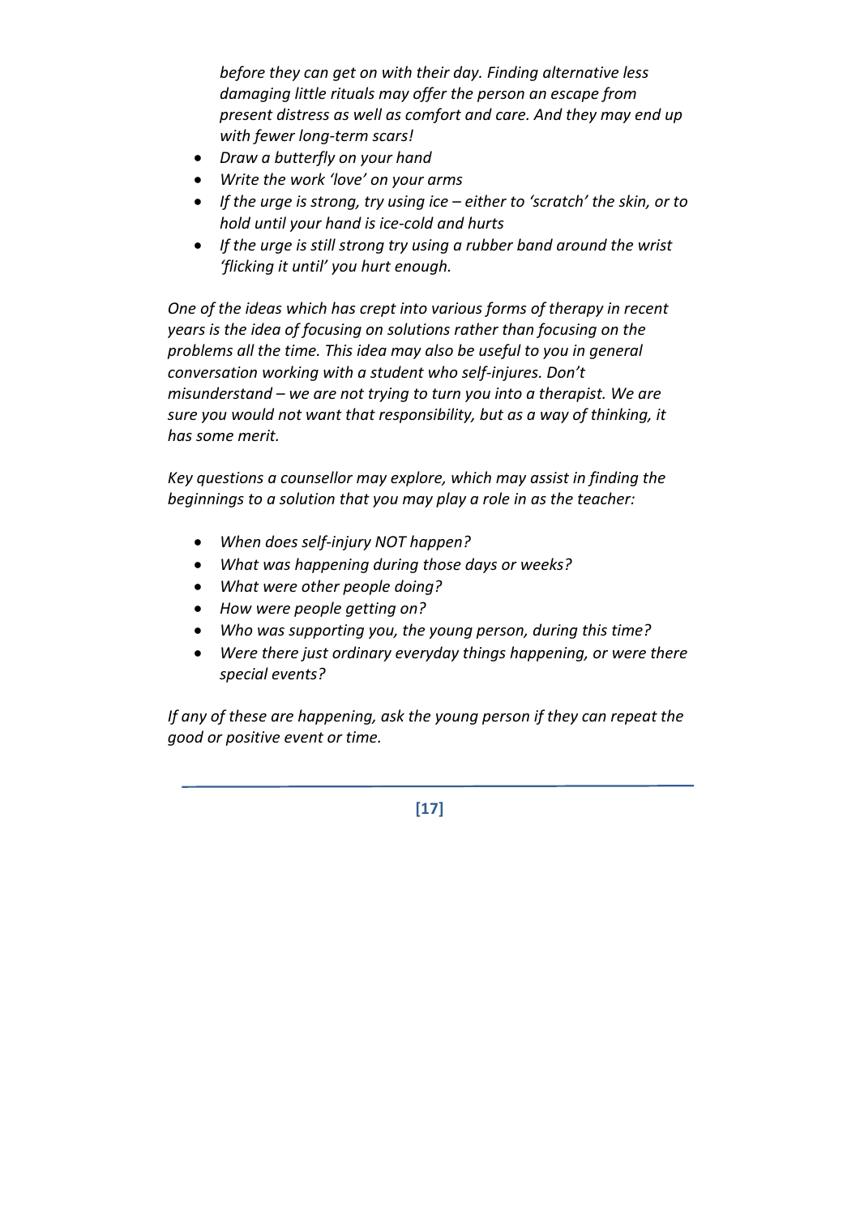*before they can get on with their day. Finding alternative less damaging little rituals may offer the person an escape from present distress as well as comfort and care. And they may end up with fewer long-term scars!*

- *Draw a butterfly on your hand*
- *Write the work 'love' on your arms*
- *If the urge is strong, try using ice – either to 'scratch' the skin, or to hold until your hand is ice-cold and hurts*
- *If the urge is still strong try using a rubber band around the wrist 'flicking it until' you hurt enough.*

*One of the ideas which has crept into various forms of therapy in recent years is the idea of focusing on solutions rather than focusing on the problems all the time. This idea may also be useful to you in general conversation working with a student who self-injures. Don't misunderstand – we are not trying to turn you into a therapist. We are sure you would not want that responsibility, but as a way of thinking, it has some merit.*

*Key questions a counsellor may explore, which may assist in finding the beginnings to a solution that you may play a role in as the teacher:*

- *When does self-injury NOT happen?*
- *What was happening during those days or weeks?*
- *What were other people doing?*
- *How were people getting on?*
- *Who was supporting you, the young person, during this time?*
- *Were there just ordinary everyday things happening, or were there special events?*

*If any of these are happening, ask the young person if they can repeat the good or positive event or time.*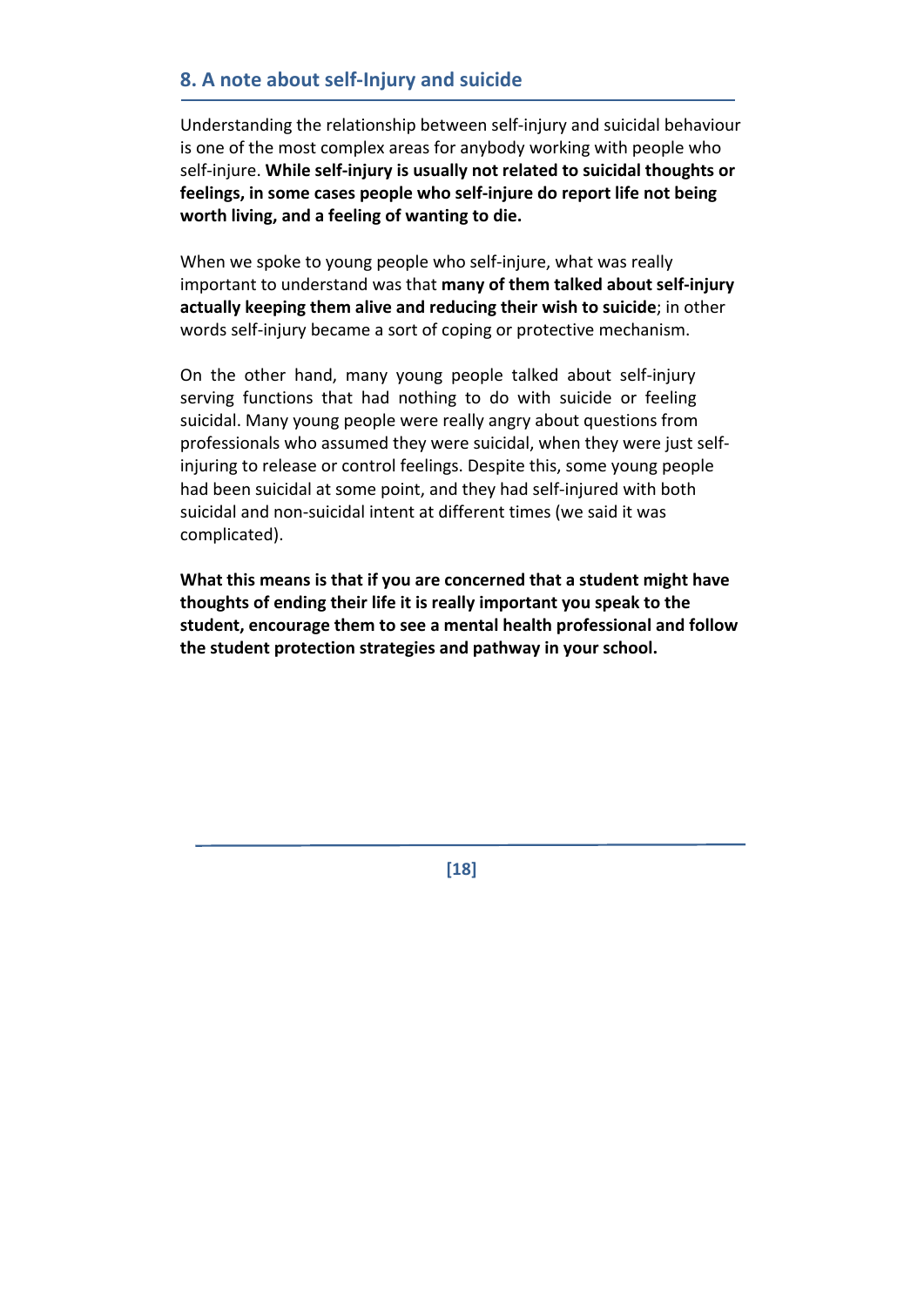## 8. A note about self-Injury and suicide

Understanding the relationship between self-injury and suicidal behaviour is one of the most complex areas for anybody working with people who self-injure. **While self-injury is usually not related to suicidal thoughts or feelings, in some cases people who self-injure do report life not being worth living, and a feeling of wanting to die.**

When we spoke to young people who self-injure, what was really important to understand was that **many of them talked about self-injury actually keeping them alive and reducing their wish to suicide**; in other words self-injury became a sort of coping or protective mechanism.

On the other hand, many young people talked about self-injury serving functions that had nothing to do with suicide or feeling suicidal. Many young people were really angry about questions from professionals who assumed they were suicidal, when they were just self-injuring to release or control feelings. Despite this, some young people had been suicidal at some point, and they had self-injured with both suicidal and non-suicidal intent at different times (we said it was complicated).

**What this means is that if you are concerned that a student might have thoughts of ending their life it is really important you speak to the student, encourage them to see a mental health professional and follow the student protection strategies and pathway in your school.**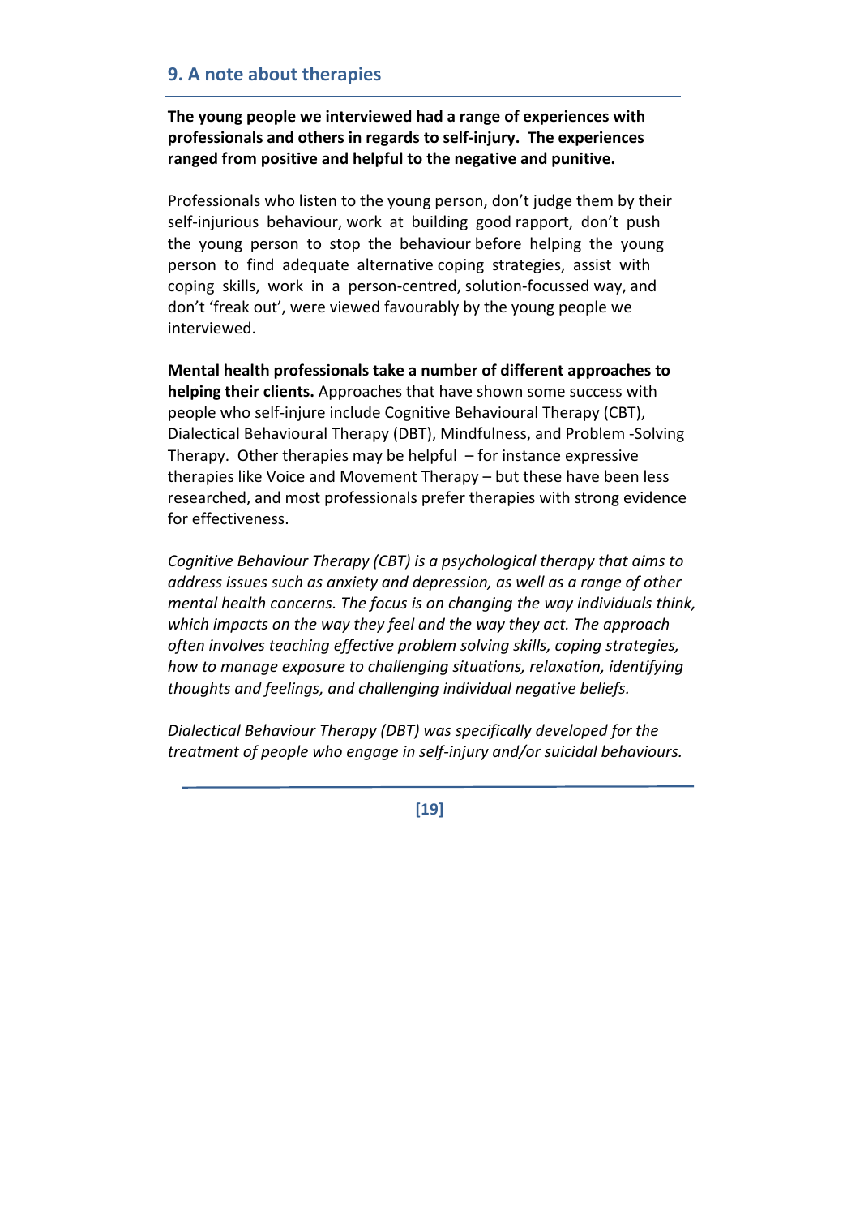## 9. A note about therapies

**The young people we interviewed had a range of experiences with professionals and others in regards to self-injury. The experiences ranged from positive and helpful to the negative and punitive.**

Professionals who listen to the young person, don't judge them by their self-injurious behaviour, work at building good rapport, don't push the young person to stop the behaviour before helping the young person to find adequate alternative coping strategies, assist with coping skills, work in a person-centred, solution-focussed way, and don't 'freak out', were viewed favourably by the young people we interviewed.

**Mental health professionals take a number of different approaches to helping their clients.** Approaches that have shown some success with people who self-injure include Cognitive Behavioural Therapy (CBT), Dialectical Behavioural Therapy (DBT), Mindfulness, and Problem -Solving Therapy. Other therapies may be helpful – for instance expressive therapies like Voice and Movement Therapy – but these have been less researched, and most professionals prefer therapies with strong evidence for effectiveness.

*Cognitive Behaviour Therapy (CBT) is a psychological therapy that aims to address issues such as anxiety and depression, as well as a range of other mental health concerns. The focus is on changing the way individuals think, which impacts on the way they feel and the way they act. The approach often involves teaching effective problem solving skills, coping strategies, how to manage exposure to challenging situations, relaxation, identifying thoughts and feelings, and challenging individual negative beliefs.*

*Dialectical Behaviour Therapy (DBT) was specifically developed for the treatment of people who engage in self-injury and/or suicidal behaviours.*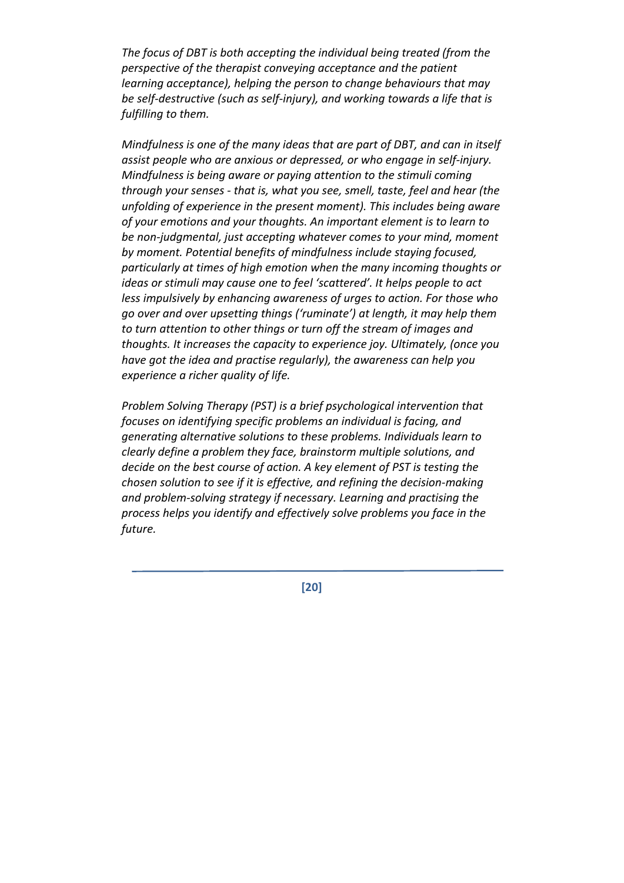*The focus of DBT is both accepting the individual being treated (from the perspective of the therapist conveying acceptance and the patient learning acceptance), helping the person to change behaviours that may be self-destructive (such as self-injury), and working towards a life that is fulfilling to them.*

*Mindfulness is one of the many ideas that are part of DBT, and can in itself assist people who are anxious or depressed, or who engage in self-injury. Mindfulness is being aware or paying attention to the stimuli coming through your senses - that is, what you see, smell, taste, feel and hear (the unfolding of experience in the present moment). This includes being aware of your emotions and your thoughts. An important element is to learn to be non-judgmental, just accepting whatever comes to your mind, moment by moment. Potential benefits of mindfulness include staying focused, particularly at times of high emotion when the many incoming thoughts or ideas or stimuli may cause one to feel 'scattered'. It helps people to act less impulsively by enhancing awareness of urges to action. For those who go over and over upsetting things ('ruminate') at length, it may help them to turn attention to other things or turn off the stream of images and thoughts. It increases the capacity to experience joy. Ultimately, (once you have got the idea and practise regularly), the awareness can help you experience a richer quality of life.*

*Problem Solving Therapy (PST) is a brief psychological intervention that focuses on identifying specific problems an individual is facing, and generating alternative solutions to these problems. Individuals learn to clearly define a problem they face, brainstorm multiple solutions, and decide on the best course of action. A key element of PST is testing the chosen solution to see if it is effective, and refining the decision-making and problem-solving strategy if necessary. Learning and practising the process helps you identify and effectively solve problems you face in the future.*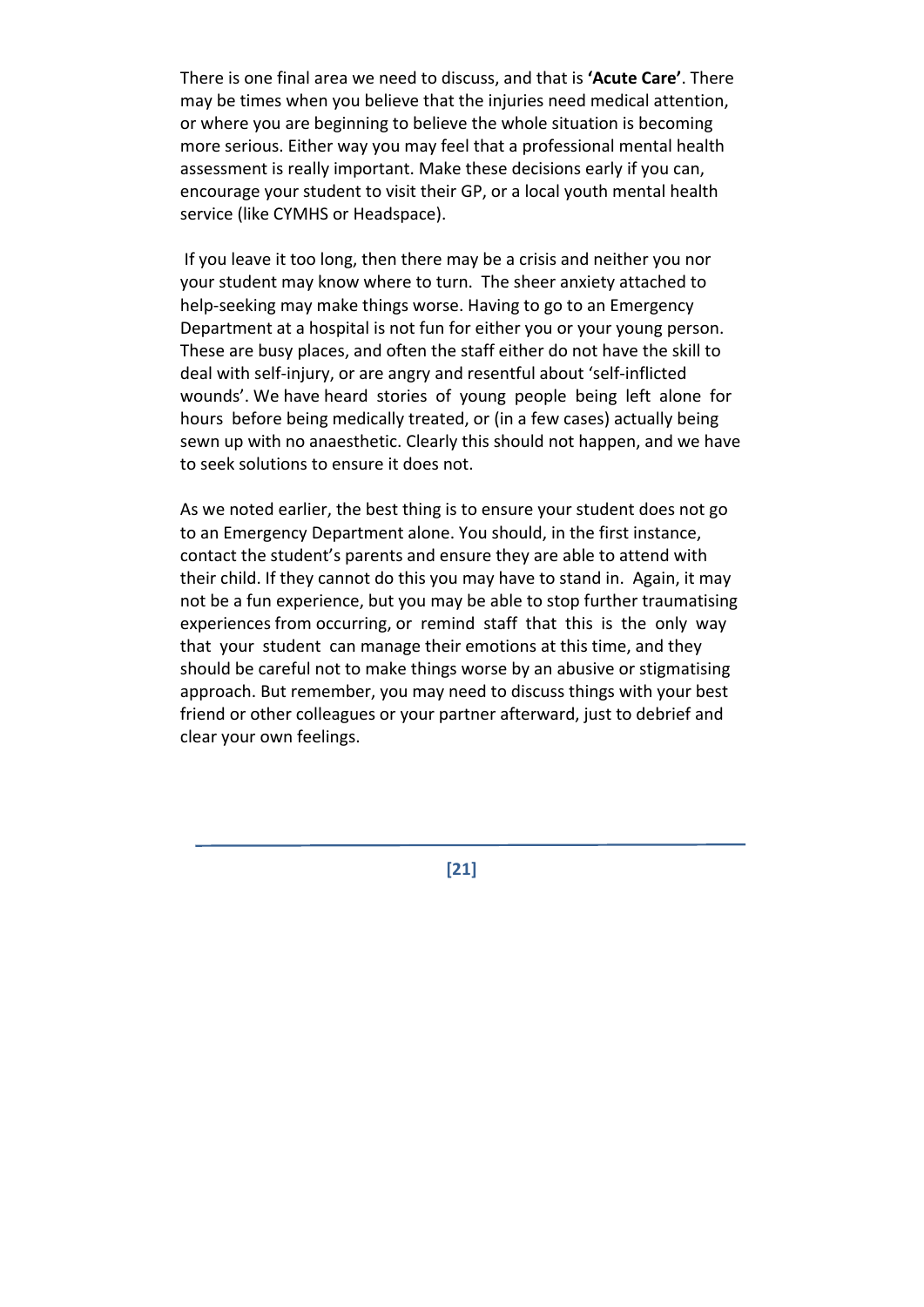There is one final area we need to discuss, and that is **'Acute Care'**. There may be times when you believe that the injuries need medical attention, or where you are beginning to believe the whole situation is becoming more serious. Either way you may feel that a professional mental health assessment is really important. Make these decisions early if you can, encourage your student to visit their GP, or a local youth mental health service (like CYMHS or Headspace).

If you leave it too long, then there may be a crisis and neither you nor your student may know where to turn. The sheer anxiety attached to help-seeking may make things worse. Having to go to an Emergency Department at a hospital is not fun for either you or your young person. These are busy places, and often the staff either do not have the skill to deal with self-injury, or are angry and resentful about 'self-inflicted wounds'. We have heard stories of young people being left alone for hours before being medically treated, or (in a few cases) actually being sewn up with no anaesthetic. Clearly this should not happen, and we have to seek solutions to ensure it does not.

As we noted earlier, the best thing is to ensure your student does not go to an Emergency Department alone. You should, in the first instance, contact the student's parents and ensure they are able to attend with their child. If they cannot do this you may have to stand in. Again, it may not be a fun experience, but you may be able to stop further traumatising experiences from occurring, or remind staff that this is the only way that your student can manage their emotions at this time, and they should be careful not to make things worse by an abusive or stigmatising approach. But remember, you may need to discuss things with your best friend or other colleagues or your partner afterward, just to debrief and clear your own feelings.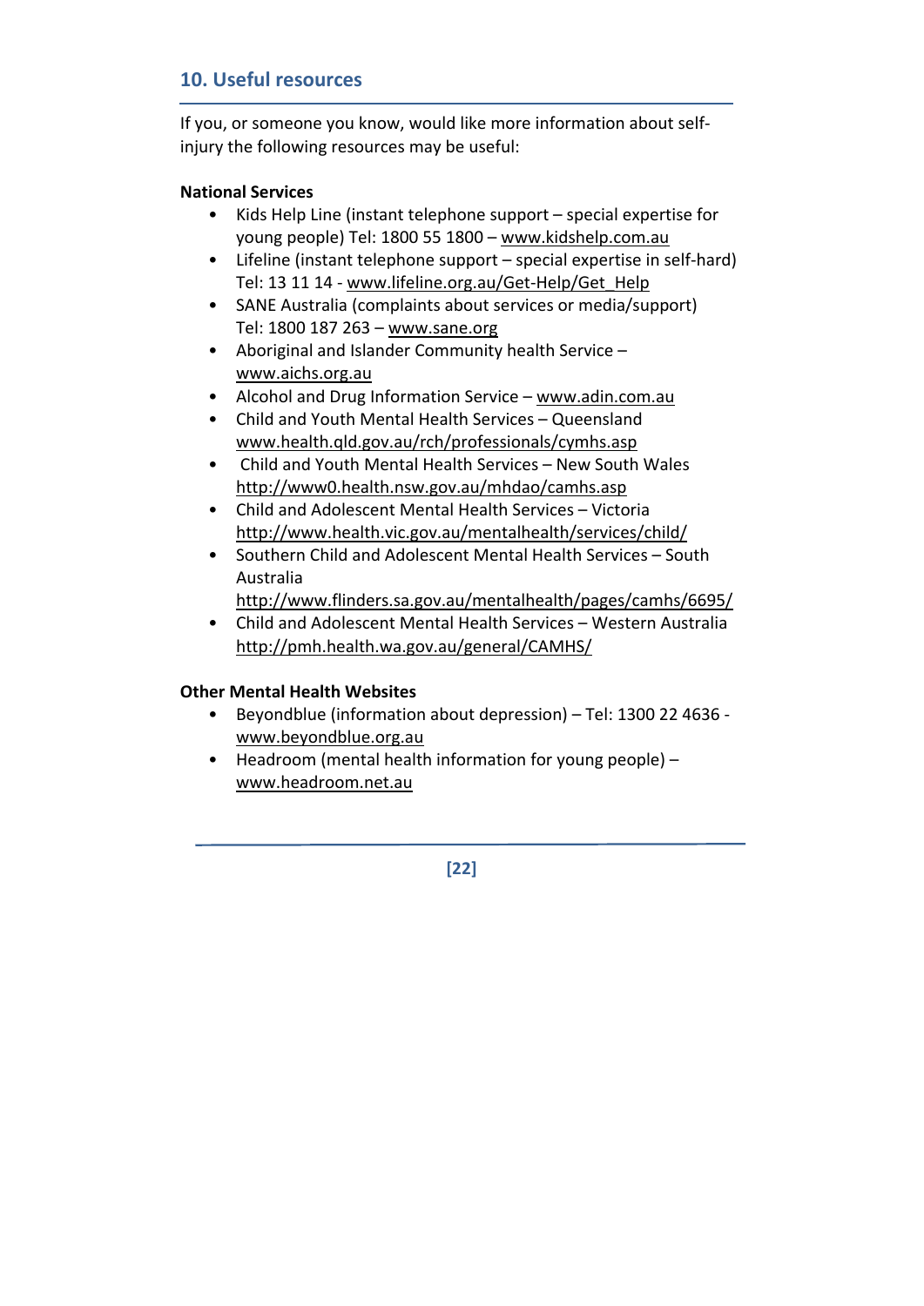## 10. Useful resources

If you, or someone you know, would like more information about self-injury the following resources may be useful:

**National Services**

- Kids Help Line (instant telephone support – special expertise for young people) Tel: 1800 55 1800 – www.kidshelp.com.au
- Lifeline (instant telephone support – special expertise in self-hard) Tel: 13 11 14 - www.lifeline.org.au/Get-Help/Get_Help
- SANE Australia (complaints about services or media/support) Tel: 1800 187 263 – www.sane.org
- Aboriginal and Islander Community health Service – www.aichs.org.au
- Alcohol and Drug Information Service – www.adin.com.au
- Child and Youth Mental Health Services – Queensland www.health.qld.gov.au/rch/professionals/cymhs.asp
- Child and Youth Mental Health Services – New South Wales http://www0.health.nsw.gov.au/mhdao/camhs.asp
- Child and Adolescent Mental Health Services – Victoria http://www.health.vic.gov.au/mentalhealth/services/child/
- Southern Child and Adolescent Mental Health Services – South Australia http://www.flinders.sa.gov.au/mentalhealth/pages/camhs/6695/
- Child and Adolescent Mental Health Services – Western Australia http://pmh.health.wa.gov.au/general/CAMHS/

**Other Mental Health Websites**

- Beyondblue (information about depression) – Tel: 1300 22 4636 - www.beyondblue.org.au
- Headroom (mental health information for young people) – www.headroom.net.au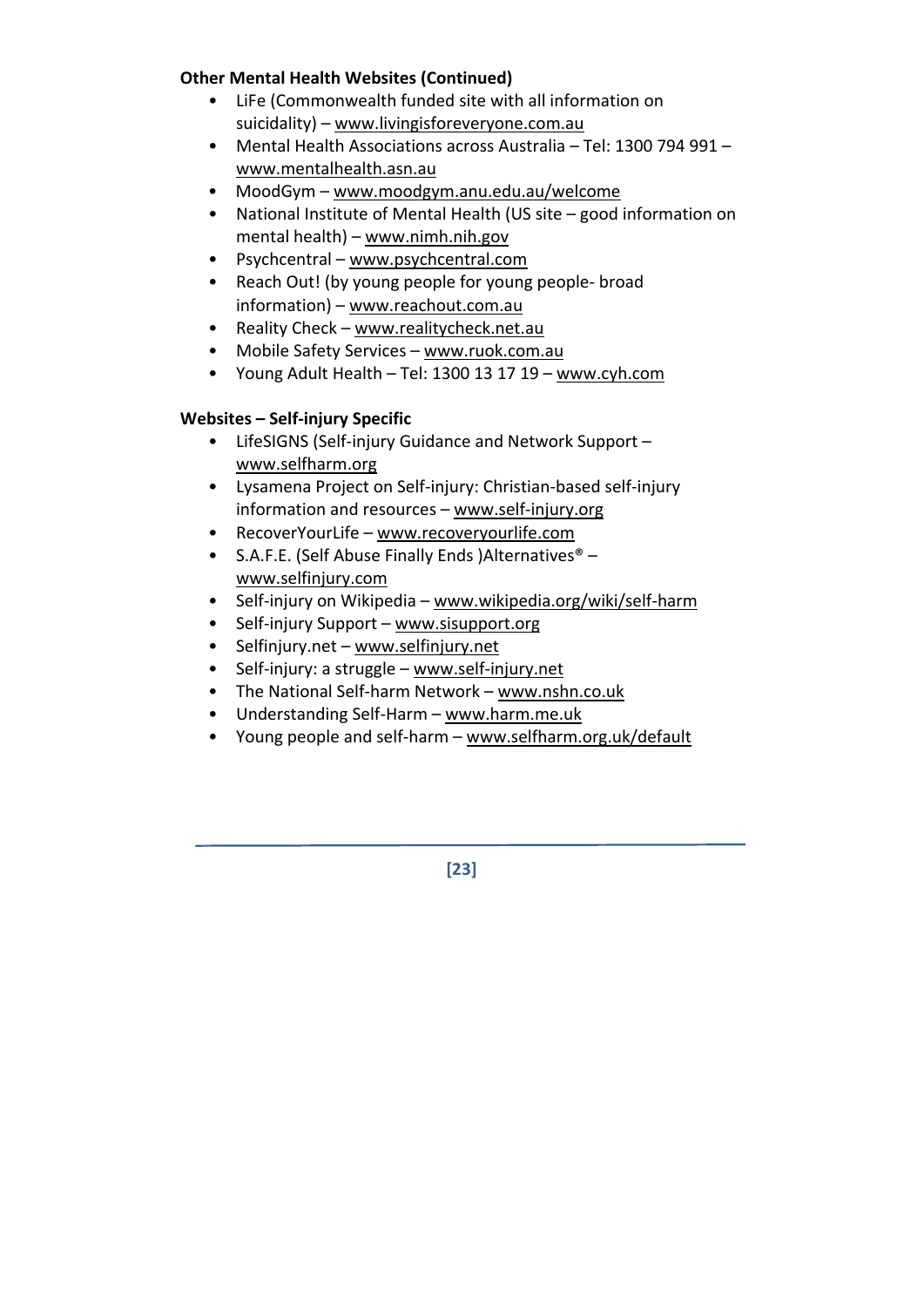**Other Mental Health Websites (Continued)**

- LiFe (Commonwealth funded site with all information on suicidality) – www.livingisforeveryone.com.au
- Mental Health Associations across Australia – Tel: 1300 794 991 – www.mentalhealth.asn.au
- MoodGym – www.moodgym.anu.edu.au/welcome
- National Institute of Mental Health (US site – good information on mental health) – www.nimh.nih.gov
- Psychcentral – www.psychcentral.com
- Reach Out! (by young people for young people- broad information) – www.reachout.com.au
- Reality Check – www.realitycheck.net.au
- Mobile Safety Services – www.ruok.com.au
- Young Adult Health – Tel: 1300 13 17 19 – www.cyh.com

**Websites – Self-injury Specific**

- LifeSIGNS (Self-injury Guidance and Network Support – www.selfharm.org
- Lysamena Project on Self-injury: Christian-based self-injury information and resources – www.self-injury.org
- RecoverYourLife – www.recoveryourlife.com
- S.A.F.E. (Self Abuse Finally Ends )Alternatives® – www.selfinjury.com
- Self-injury on Wikipedia – www.wikipedia.org/wiki/self-harm
- Self-injury Support – www.sisupport.org
- Selfinjury.net – www.selfinjury.net
- Self-injury: a struggle – www.self-injury.net
- The National Self-harm Network – www.nshn.co.uk
- Understanding Self-Harm – www.harm.me.uk
- Young people and self-harm – www.selfharm.org.uk/default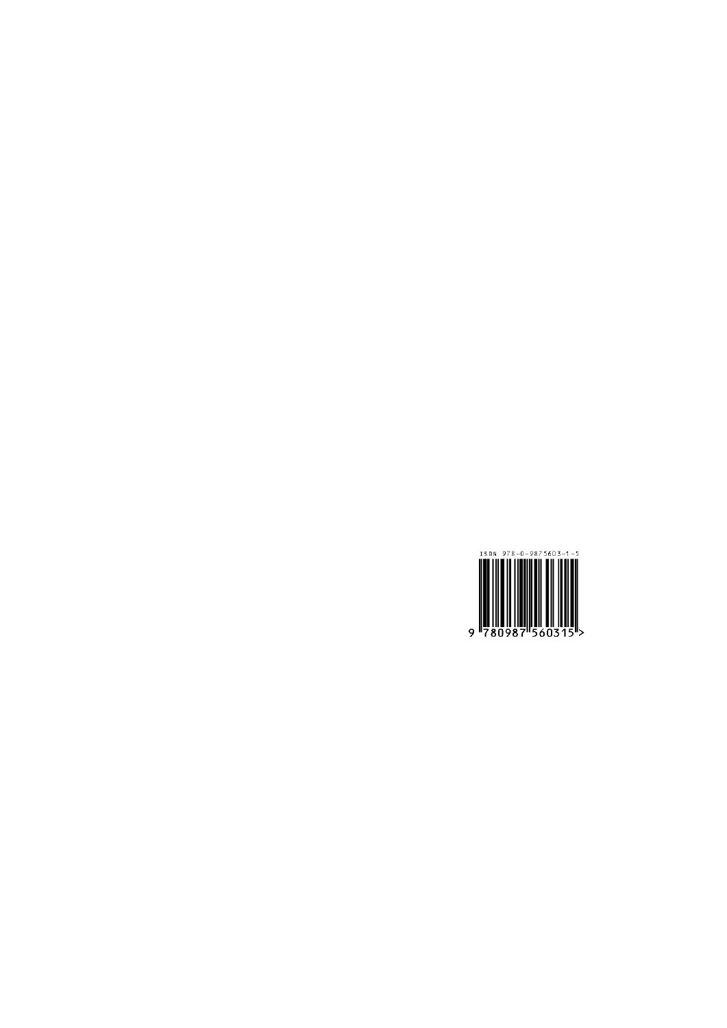ISBN 978-0-9875603-1-5

9 780987 560315 >